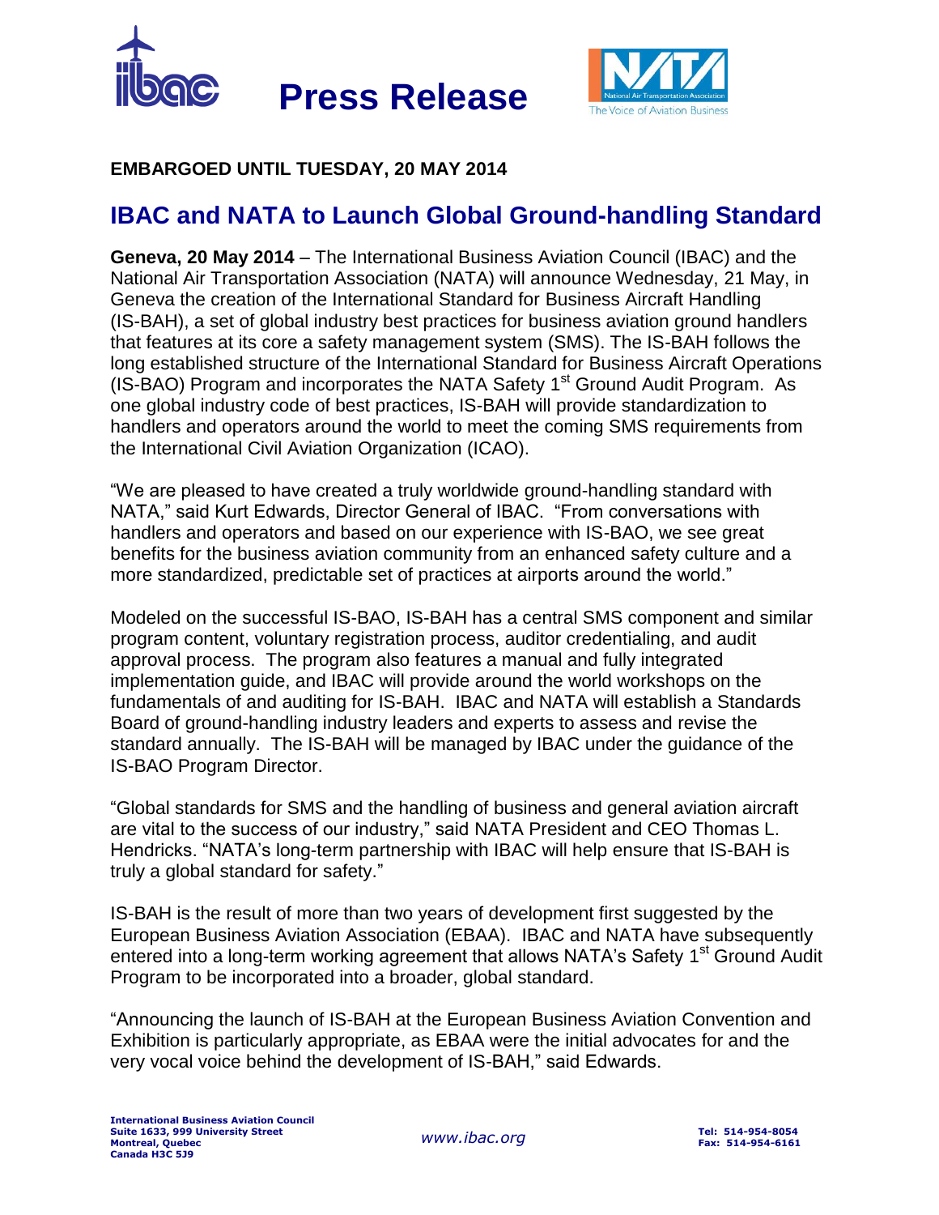# Press Release

**EMBARGOED UNTIL TUESDAY, 20 MAY 2014**

## IBAC and NATA to Launch Global Ground-handling Standard

**Geneva, 20 May 2014** – The International Business Aviation Council (IBAC) and the National Air Transportation Association (NATA) will announce Wednesday, 21 May, in Geneva the creation of the International Standard for Business Aircraft Handling (IS-BAH), a set of global industry best practices for business aviation ground handlers that features at its core a safety management system (SMS). The IS-BAH follows the long established structure of the International Standard for Business Aircraft Operations (IS-BAO) Program and incorporates the NATA Safety 1st Ground Audit Program. As one global industry code of best practices, IS-BAH will provide standardization to handlers and operators around the world to meet the coming SMS requirements from the International Civil Aviation Organization (ICAO).

"We are pleased to have created a truly worldwide ground-handling standard with NATA," said Kurt Edwards, Director General of IBAC. "From conversations with handlers and operators and based on our experience with IS-BAO, we see great benefits for the business aviation community from an enhanced safety culture and a more standardized, predictable set of practices at airports around the world."

Modeled on the successful IS-BAO, IS-BAH has a central SMS component and similar program content, voluntary registration process, auditor credentialing, and audit approval process. The program also features a manual and fully integrated implementation guide, and IBAC will provide around the world workshops on the fundamentals of and auditing for IS-BAH. IBAC and NATA will establish a Standards Board of ground-handling industry leaders and experts to assess and revise the standard annually. The IS-BAH will be managed by IBAC under the guidance of the IS-BAO Program Director.

"Global standards for SMS and the handling of business and general aviation aircraft are vital to the success of our industry," said NATA President and CEO Thomas L. Hendricks. "NATA's long-term partnership with IBAC will help ensure that IS-BAH is truly a global standard for safety."

IS-BAH is the result of more than two years of development first suggested by the European Business Aviation Association (EBAA). IBAC and NATA have subsequently entered into a long-term working agreement that allows NATA's Safety 1st Ground Audit Program to be incorporated into a broader, global standard.

"Announcing the launch of IS-BAH at the European Business Aviation Convention and Exhibition is particularly appropriate, as EBAA were the initial advocates for and the very vocal voice behind the development of IS-BAH," said Edwards.

**International Business Aviation Council**
**Suite 1633, 999 University Street**
**Montreal, Quebec**
**Canada H3C 5J9**

*www.ibac.org*

**Tel: 514-954-8054**
**Fax: 514-954-6161**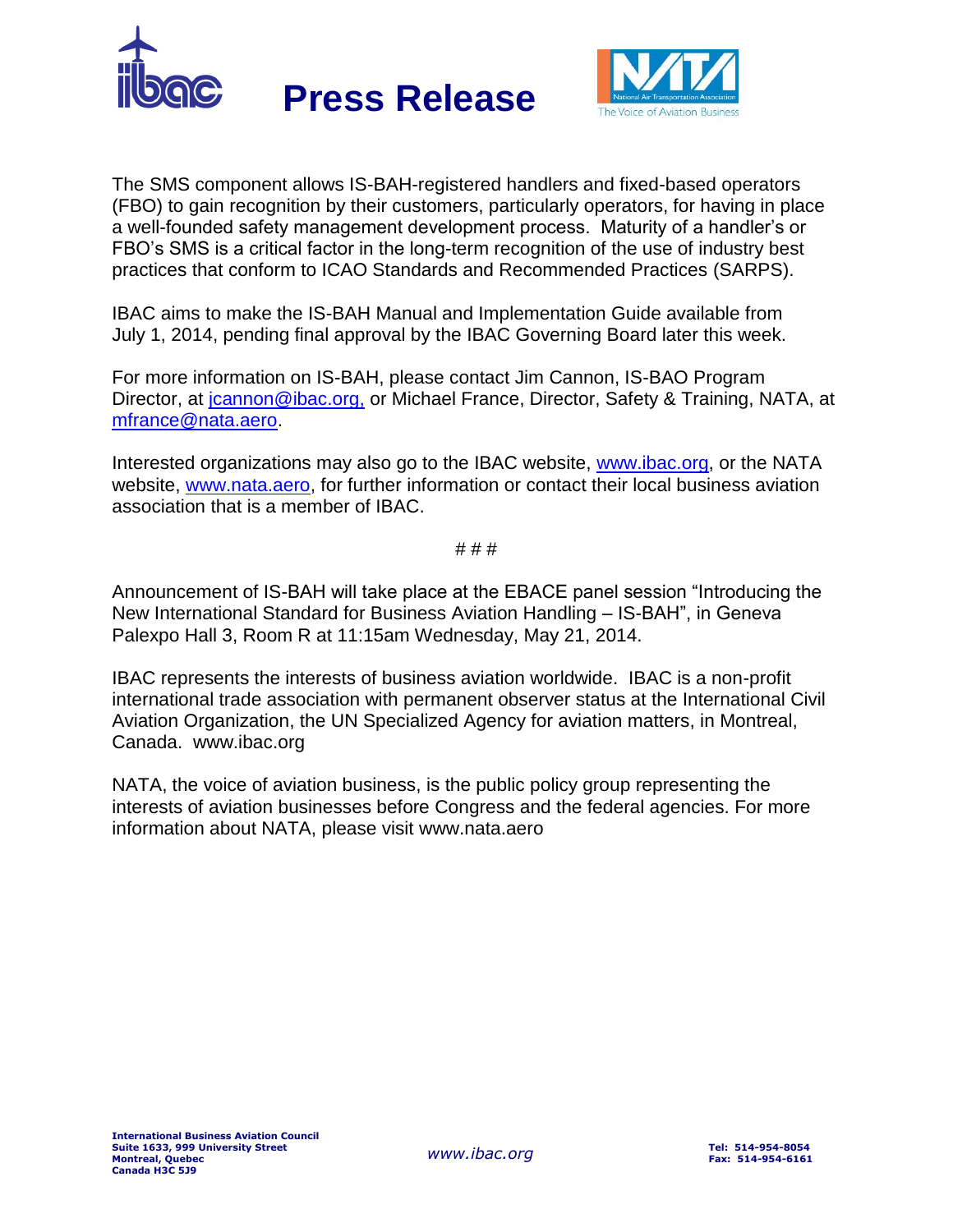The SMS component allows IS-BAH-registered handlers and fixed-based operators (FBO) to gain recognition by their customers, particularly operators, for having in place a well-founded safety management development process. Maturity of a handler's or FBO's SMS is a critical factor in the long-term recognition of the use of industry best practices that conform to ICAO Standards and Recommended Practices (SARPS).

IBAC aims to make the IS-BAH Manual and Implementation Guide available from July 1, 2014, pending final approval by the IBAC Governing Board later this week.

For more information on IS-BAH, please contact Jim Cannon, IS-BAO Program Director, at jcannon@ibac.org, or Michael France, Director, Safety & Training, NATA, at mfrance@nata.aero.

Interested organizations may also go to the IBAC website, www.ibac.org, or the NATA website, www.nata.aero, for further information or contact their local business aviation association that is a member of IBAC.

# # #

Announcement of IS-BAH will take place at the EBACE panel session "Introducing the New International Standard for Business Aviation Handling – IS-BAH", in Geneva Palexpo Hall 3, Room R at 11:15am Wednesday, May 21, 2014.

IBAC represents the interests of business aviation worldwide. IBAC is a non-profit international trade association with permanent observer status at the International Civil Aviation Organization, the UN Specialized Agency for aviation matters, in Montreal, Canada. www.ibac.org

NATA, the voice of aviation business, is the public policy group representing the interests of aviation businesses before Congress and the federal agencies. For more information about NATA, please visit www.nata.aero